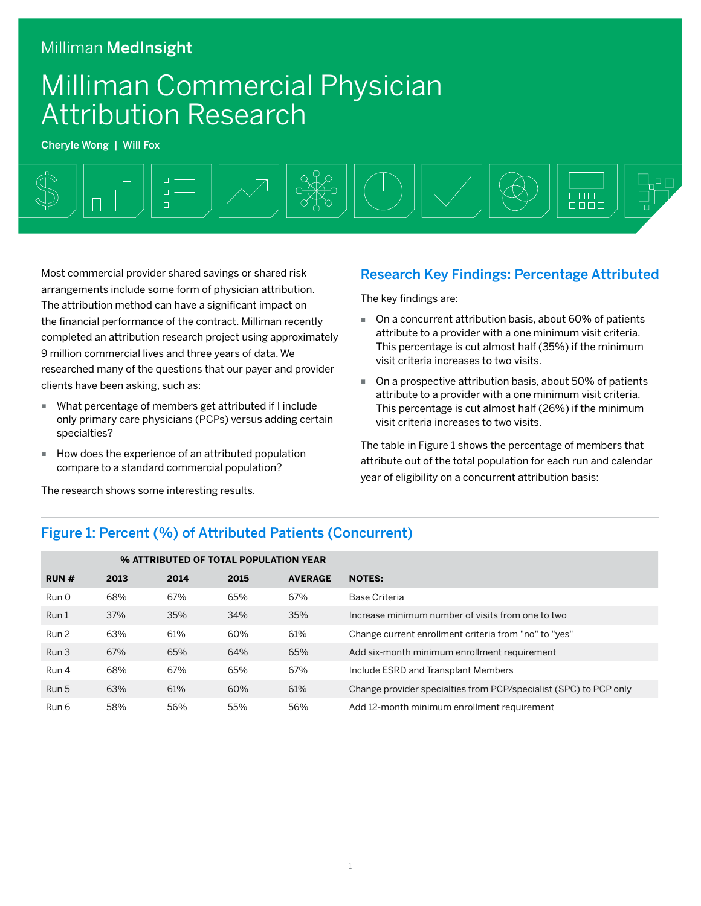Milliman MedInsight

# Milliman Commercial Physician Attribution Research

**Cheryle Wong | Will Fox**

Most commercial provider shared savings or shared risk arrangements include some form of physician attribution. The attribution method can have a significant impact on the financial performance of the contract. Milliman recently completed an attribution research project using approximately 9 million commercial lives and three years of data. We researched many of the questions that our payer and provider clients have been asking, such as:

- What percentage of members get attributed if I include only primary care physicians (PCPs) versus adding certain specialties?
- How does the experience of an attributed population compare to a standard commercial population?

The research shows some interesting results.

## Research Key Findings: Percentage Attributed

The key findings are:

- On a concurrent attribution basis, about 60% of patients attribute to a provider with a one minimum visit criteria. This percentage is cut almost half (35%) if the minimum visit criteria increases to two visits.
- On a prospective attribution basis, about 50% of patients attribute to a provider with a one minimum visit criteria. This percentage is cut almost half (26%) if the minimum visit criteria increases to two visits.

The table in Figure 1 shows the percentage of members that attribute out of the total population for each run and calendar year of eligibility on a concurrent attribution basis:

## Figure 1: Percent (%) of Attributed Patients (Concurrent)

| | % ATTRIBUTED OF TOTAL POPULATION YEAR | | | | |
|---|---|---|---|---|---|
| **RUN #** | **2013** | **2014** | **2015** | **AVERAGE** | **NOTES:** |
| Run 0 | 68% | 67% | 65% | 67% | Base Criteria |
| Run 1 | 37% | 35% | 34% | 35% | Increase minimum number of visits from one to two |
| Run 2 | 63% | 61% | 60% | 61% | Change current enrollment criteria from "no" to "yes" |
| Run 3 | 67% | 65% | 64% | 65% | Add six-month minimum enrollment requirement |
| Run 4 | 68% | 67% | 65% | 67% | Include ESRD and Transplant Members |
| Run 5 | 63% | 61% | 60% | 61% | Change provider specialties from PCP/specialist (SPC) to PCP only |
| Run 6 | 58% | 56% | 55% | 56% | Add 12-month minimum enrollment requirement |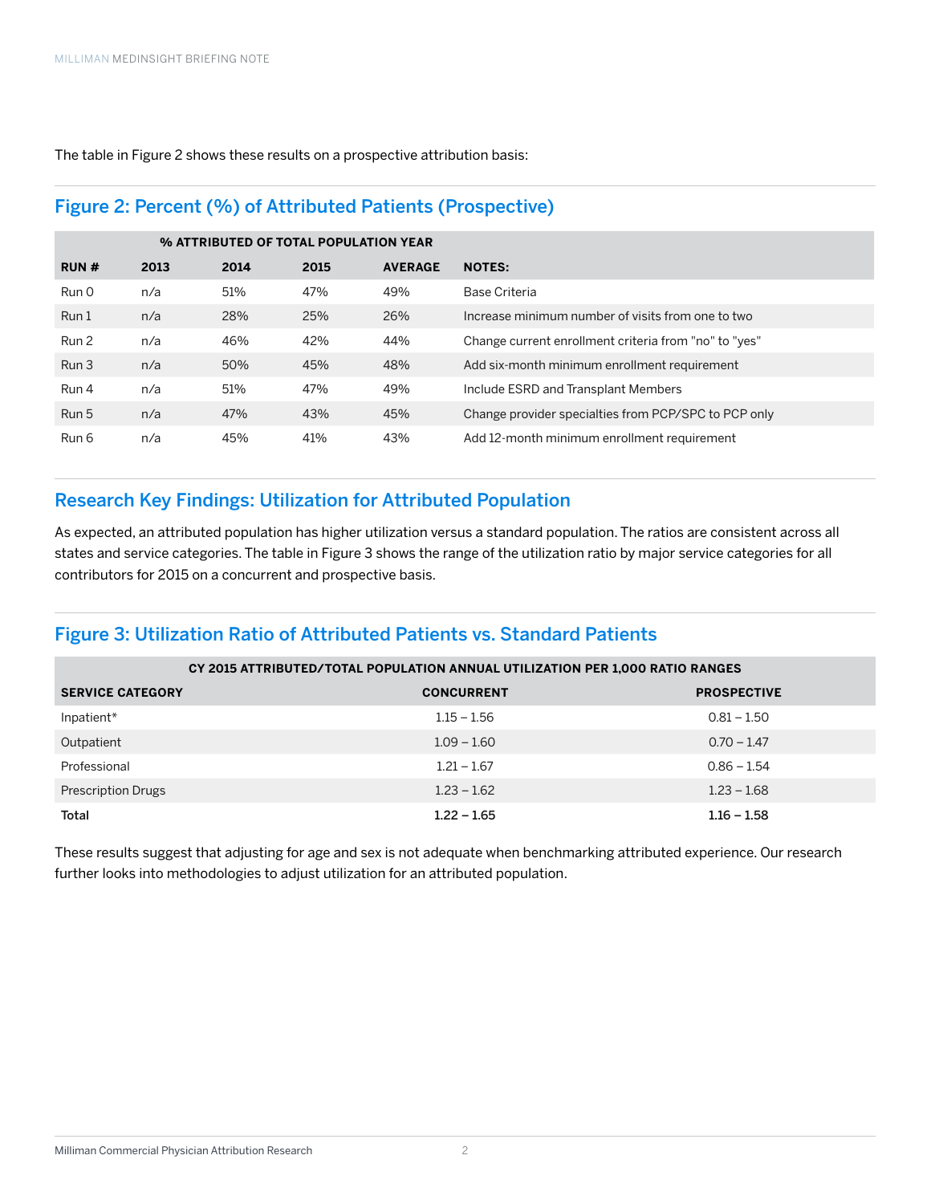The table in Figure 2 shows these results on a prospective attribution basis:

## Figure 2: Percent (%) of Attributed Patients (Prospective)

| | % ATTRIBUTED OF TOTAL POPULATION YEAR | | | | |
|---|---|---|---|---|---|
| **RUN #** | **2013** | **2014** | **2015** | **AVERAGE** | **NOTES:** |
| Run 0 | n/a | 51% | 47% | 49% | Base Criteria |
| Run 1 | n/a | 28% | 25% | 26% | Increase minimum number of visits from one to two |
| Run 2 | n/a | 46% | 42% | 44% | Change current enrollment criteria from "no" to "yes" |
| Run 3 | n/a | 50% | 45% | 48% | Add six-month minimum enrollment requirement |
| Run 4 | n/a | 51% | 47% | 49% | Include ESRD and Transplant Members |
| Run 5 | n/a | 47% | 43% | 45% | Change provider specialties from PCP/SPC to PCP only |
| Run 6 | n/a | 45% | 41% | 43% | Add 12-month minimum enrollment requirement |

## Research Key Findings: Utilization for Attributed Population

As expected, an attributed population has higher utilization versus a standard population. The ratios are consistent across all states and service categories. The table in Figure 3 shows the range of the utilization ratio by major service categories for all contributors for 2015 on a concurrent and prospective basis.

## Figure 3: Utilization Ratio of Attributed Patients vs. Standard Patients

| CY 2015 ATTRIBUTED/TOTAL POPULATION ANNUAL UTILIZATION PER 1,000 RATIO RANGES | | |
|---|---|---|
| **SERVICE CATEGORY** | **CONCURRENT** | **PROSPECTIVE** |
| Inpatient* | 1.15 – 1.56 | 0.81 – 1.50 |
| Outpatient | 1.09 – 1.60 | 0.70 – 1.47 |
| Professional | 1.21 – 1.67 | 0.86 – 1.54 |
| Prescription Drugs | 1.23 – 1.62 | 1.23 – 1.68 |
| **Total** | **1.22 – 1.65** | **1.16 – 1.58** |

These results suggest that adjusting for age and sex is not adequate when benchmarking attributed experience. Our research further looks into methodologies to adjust utilization for an attributed population.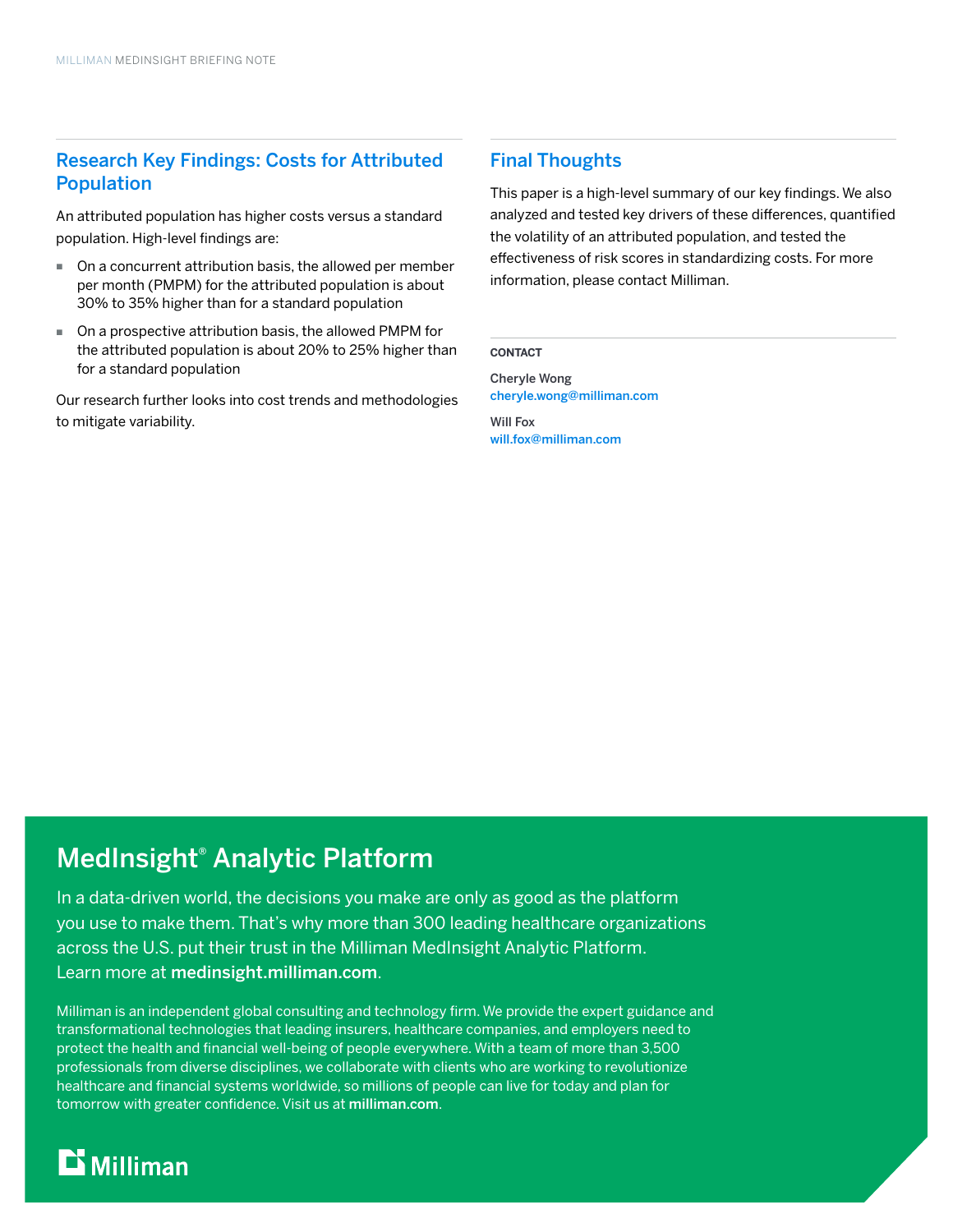## Research Key Findings: Costs for Attributed Population

An attributed population has higher costs versus a standard population. High-level findings are:

- On a concurrent attribution basis, the allowed per member per month (PMPM) for the attributed population is about 30% to 35% higher than for a standard population
- On a prospective attribution basis, the allowed PMPM for the attributed population is about 20% to 25% higher than for a standard population

Our research further looks into cost trends and methodologies to mitigate variability.

## Final Thoughts

This paper is a high-level summary of our key findings. We also analyzed and tested key drivers of these differences, quantified the volatility of an attributed population, and tested the effectiveness of risk scores in standardizing costs. For more information, please contact Milliman.

**CONTACT**

Cheryle Wong
**cheryle.wong@milliman.com**

Will Fox
**will.fox@milliman.com**

## MedInsight® Analytic Platform

In a data-driven world, the decisions you make are only as good as the platform you use to make them. That's why more than 300 leading healthcare organizations across the U.S. put their trust in the Milliman MedInsight Analytic Platform. Learn more at **medinsight.milliman.com**.

Milliman is an independent global consulting and technology firm. We provide the expert guidance and transformational technologies that leading insurers, healthcare companies, and employers need to protect the health and financial well-being of people everywhere. With a team of more than 3,500 professionals from diverse disciplines, we collaborate with clients who are working to revolutionize healthcare and financial systems worldwide, so millions of people can live for today and plan for tomorrow with greater confidence. Visit us at **milliman.com**.

Milliman